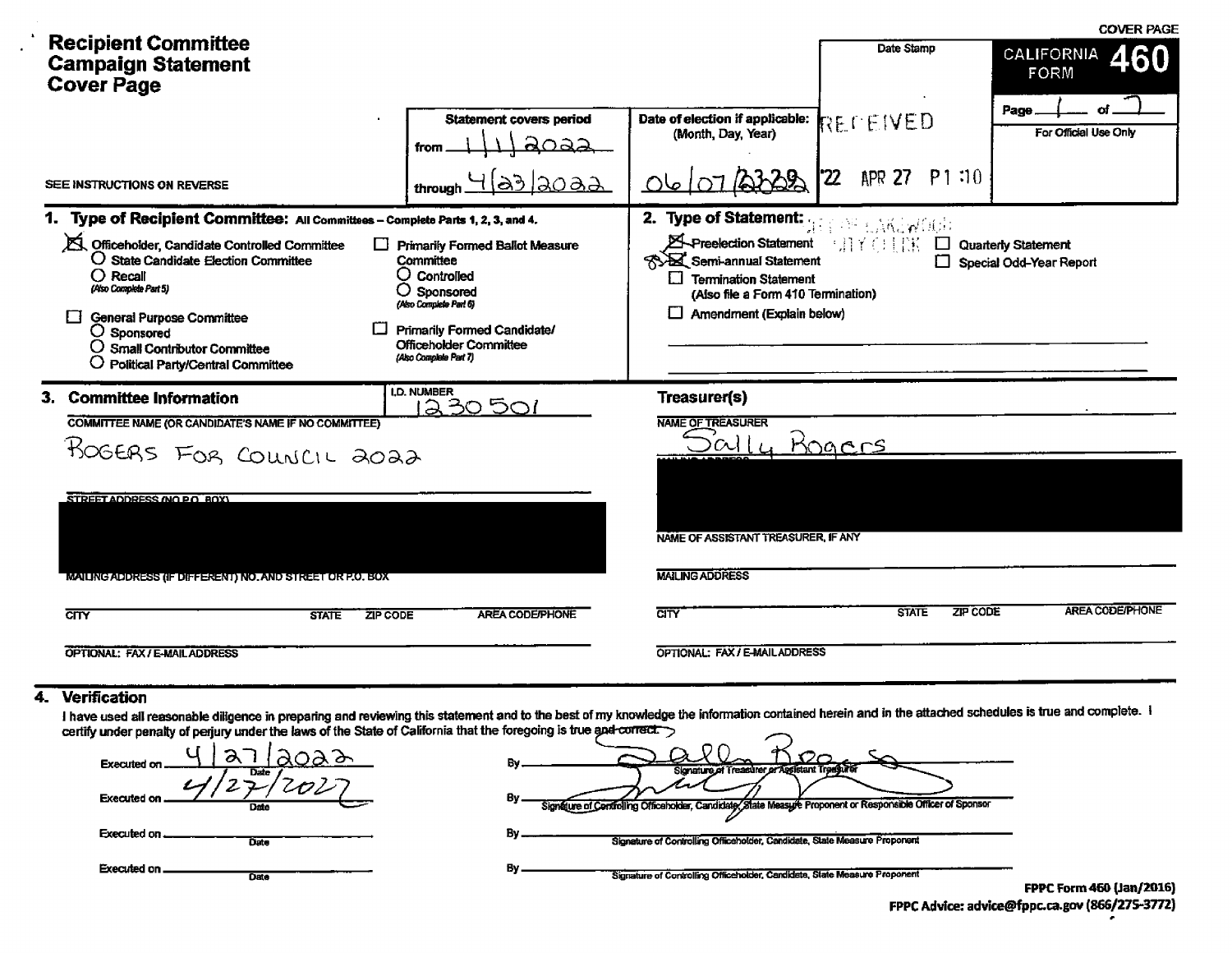COVER PAGE

# Recipient Committee Campaign Statement Cover Page

**CALIFORNIA FORM 460**

Page 1 of 7

For Official Use Only

Date Stamp: RECEIVED '22 APR 27 P1:10 ... CITY CLERK

SEE INSTRUCTIONS ON REVERSE

**Statement covers period**
from 1/1/2022
through 4/23/2022

**Date of election if applicable:** (Month, Day, Year)
06/07/2022

## 1. Type of Recipient Committee: All Committees – Complete Parts 1, 2, 3, and 4.

- [x] Officeholder, Candidate Controlled Committee
  - ○ State Candidate Election Committee
  - ○ Recall (Also Complete Part 5)
- [ ] General Purpose Committee
  - ○ Sponsored
  - ○ Small Contributor Committee
  - ○ Political Party/Central Committee
- [ ] Primarily Formed Ballot Measure Committee
  - ○ Controlled
  - ○ Sponsored (Also Complete Part 6)
- [ ] Primarily Formed Candidate/Officeholder Committee (Also Complete Part 7)

## 2. Type of Statement:

- [x] Preelection Statement
- [x] Semi-annual Statement
- [ ] Termination Statement (Also file a Form 410 Termination)
- [ ] Amendment (Explain below)
- [ ] Quarterly Statement
- [ ] Special Odd-Year Report

## 3. Committee Information

I.D. NUMBER: 1230501

COMMITTEE NAME (OR CANDIDATE'S NAME IF NO COMMITTEE)
ROGERS FOR COUNCIL 2022

STREET ADDRESS (NO P.O. BOX)

MAILING ADDRESS (IF DIFFERENT) NO. AND STREET OR P.O. BOX

CITY | STATE | ZIP CODE | AREA CODE/PHONE

OPTIONAL: FAX / E-MAIL ADDRESS

**Treasurer(s)**

NAME OF TREASURER
Sally Rogers

NAME OF ASSISTANT TREASURER, IF ANY

MAILING ADDRESS

CITY | STATE | ZIP CODE | AREA CODE/PHONE

OPTIONAL: FAX / E-MAIL ADDRESS

## 4. Verification

I have used all reasonable diligence in preparing and reviewing this statement and to the best of my knowledge the information contained herein and in the attached schedules is true and complete. I certify under penalty of perjury under the laws of the State of California that the foregoing is true and correct.

Executed on 4/27/2022 By [signature] Signature of Treasurer or Assistant Treasurer

Executed on 4/27/2022 By [signature] Signature of Controlling Officeholder, Candidate, State Measure Proponent or Responsible Officer of Sponsor

Executed on ______ By ______ Signature of Controlling Officeholder, Candidate, State Measure Proponent

Executed on ______ By ______ Signature of Controlling Officeholder, Candidate, State Measure Proponent

FPPC Form 460 (Jan/2016)
FPPC Advice: advice@fppc.ca.gov (866/275-3772)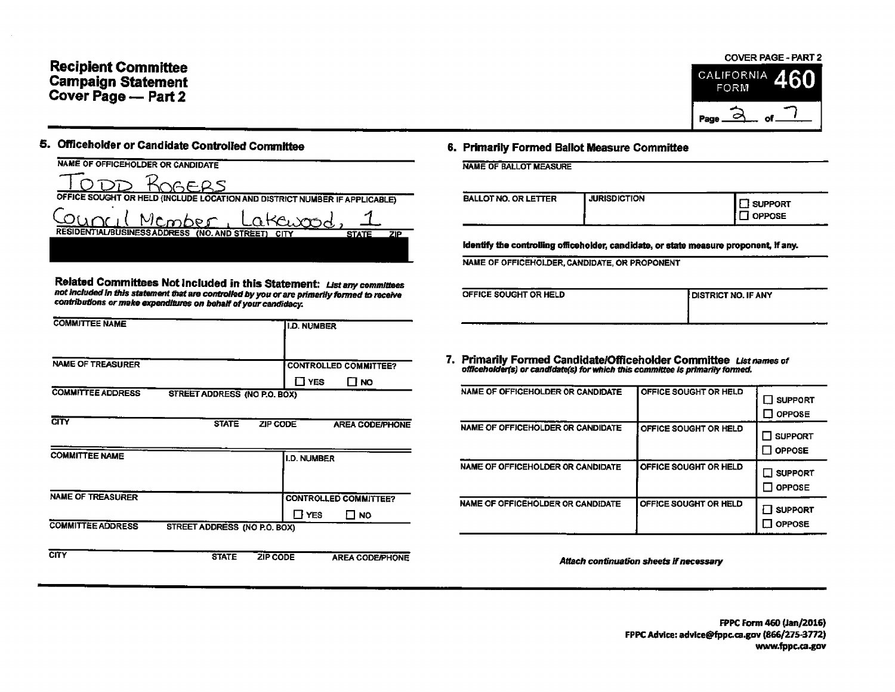# Recipient Committee Campaign Statement Cover Page — Part 2

COVER PAGE - PART 2

CALIFORNIA FORM **460**

Page 2 of 7

## 5. Officeholder or Candidate Controlled Committee

NAME OF OFFICEHOLDER OR CANDIDATE

TODD ROGERS

OFFICE SOUGHT OR HELD (INCLUDE LOCATION AND DISTRICT NUMBER IF APPLICABLE)

Council Member, Lakewood, 1

RESIDENTIAL/BUSINESS ADDRESS (NO. AND STREET) CITY STATE ZIP

**Related Committees Not Included in this Statement:** *List any committees not included in this statement that are controlled by you or are primarily formed to receive contributions or make expenditures on behalf of your candidacy.*

| COMMITTEE NAME | | | I.D. NUMBER |
|---|---|---|---|
| | | | |
| NAME OF TREASURER | | | CONTROLLED COMMITTEE? ☐ YES ☐ NO |
| COMMITTEE ADDRESS | STREET ADDRESS (NO P.O. BOX) | | |
| CITY | STATE | ZIP CODE | AREA CODE/PHONE |

| COMMITTEE NAME | | | I.D. NUMBER |
|---|---|---|---|
| | | | |
| NAME OF TREASURER | | | CONTROLLED COMMITTEE? ☐ YES ☐ NO |
| COMMITTEE ADDRESS | STREET ADDRESS (NO P.O. BOX) | | |
| CITY | STATE | ZIP CODE | AREA CODE/PHONE |

## 6. Primarily Formed Ballot Measure Committee

NAME OF BALLOT MEASURE

| BALLOT NO. OR LETTER | JURISDICTION | ☐ SUPPORT ☐ OPPOSE |
|---|---|---|
| | | |

**Identify the controlling officeholder, candidate, or state measure proponent, if any.**

NAME OF OFFICEHOLDER, CANDIDATE, OR PROPONENT

| OFFICE SOUGHT OR HELD | DISTRICT NO. IF ANY |
|---|---|
| | |

## 7. Primarily Formed Candidate/Officeholder Committee

*List names of officeholder(s) or candidate(s) for which this committee is primarily formed.*

| NAME OF OFFICEHOLDER OR CANDIDATE | OFFICE SOUGHT OR HELD | ☐ SUPPORT ☐ OPPOSE |
|---|---|---|
| NAME OF OFFICEHOLDER OR CANDIDATE | OFFICE SOUGHT OR HELD | ☐ SUPPORT ☐ OPPOSE |
| NAME OF OFFICEHOLDER OR CANDIDATE | OFFICE SOUGHT OR HELD | ☐ SUPPORT ☐ OPPOSE |
| NAME OF OFFICEHOLDER OR CANDIDATE | OFFICE SOUGHT OR HELD | ☐ SUPPORT ☐ OPPOSE |

*Attach continuation sheets if necessary*

**FPPC Form 460 (Jan/2016)**
**FPPC Advice: advice@fppc.ca.gov (866/275-3772)**
**www.fppc.ca.gov**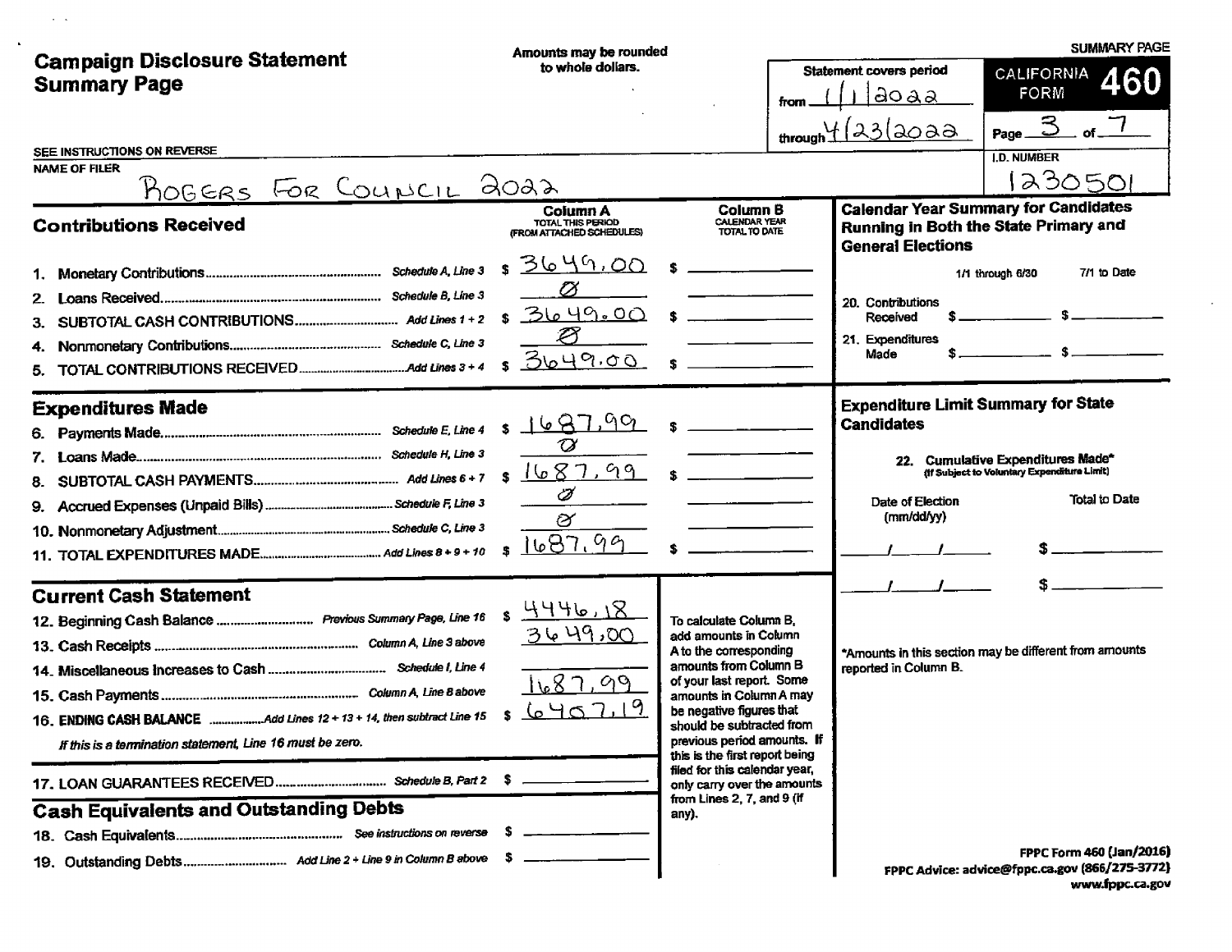SUMMARY PAGE

# Campaign Disclosure Statement Summary Page

Amounts may be rounded to whole dollars.

Statement covers period from 1/1/2022 through 4/23/2022

**CALIFORNIA FORM 460**

Page 3 of 7

SEE INSTRUCTIONS ON REVERSE

NAME OF FILER: ROGERS FOR COUNCIL 2022

I.D. NUMBER: 1230501

## Contributions Received

| | | | Column A TOTAL THIS PERIOD (FROM ATTACHED SCHEDULES) | Column B CALENDAR YEAR TOTAL TO DATE |
|---|---|---|---|---|
| 1. | Monetary Contributions | Schedule A, Line 3 | $ 3649.00 | $ |
| 2. | Loans Received | Schedule B, Line 3 | Ø | |
| 3. | SUBTOTAL CASH CONTRIBUTIONS | Add Lines 1 + 2 | $ 3649.00 | $ |
| 4. | Nonmonetary Contributions | Schedule C, Line 3 | Ø | |
| 5. | TOTAL CONTRIBUTIONS RECEIVED | Add Lines 3 + 4 | $ 3649.00 | $ |

## Expenditures Made

| | | | Column A | Column B |
|---|---|---|---|---|
| 6. | Payments Made | Schedule E, Line 4 | $ 1687.99 | $ |
| 7. | Loans Made | Schedule H, Line 3 | Ø | |
| 8. | SUBTOTAL CASH PAYMENTS | Add Lines 6 + 7 | $ 1687.99 | $ |
| 9. | Accrued Expenses (Unpaid Bills) | Schedule F, Line 3 | Ø | |
| 10. | Nonmonetary Adjustment | Schedule C, Line 3 | Ø | |
| 11. | TOTAL EXPENDITURES MADE | Add Lines 8 + 9 + 10 | $ 1687.99 | $ |

## Current Cash Statement

| | | | |
|---|---|---|---|
| 12. | Beginning Cash Balance | Previous Summary Page, Line 16 | $ 4446.18 |
| 13. | Cash Receipts | Column A, Line 3 above | 3649.00 |
| 14. | Miscellaneous Increases to Cash | Schedule I, Line 4 | |
| 15. | Cash Payments | Column A, Line 8 above | 1687.99 |
| 16. | ENDING CASH BALANCE | Add Lines 12 + 13 + 14, then subtract Line 15 | $ 6407.19 |

*If this is a termination statement, Line 16 must be zero.*

| | | | |
|---|---|---|---|
| 17. | LOAN GUARANTEES RECEIVED | Schedule B, Part 2 | $ |

To calculate Column B, add amounts in Column A to the corresponding amounts from Column B of your last report. Some amounts in Column A may be negative figures that should be subtracted from previous period amounts. If this is the first report being filed for this calendar year, only carry over the amounts from Lines 2, 7, and 9 (if any).

## Cash Equivalents and Outstanding Debts

| | | | |
|---|---|---|---|
| 18. | Cash Equivalents | See instructions on reverse | $ |
| 19. | Outstanding Debts | Add Line 2 + Line 9 in Column B above | $ |

## Calendar Year Summary for Candidates Running in Both the State Primary and General Elections

| | 1/1 through 6/30 | 7/1 to Date |
|---|---|---|
| 20. Contributions Received | $ | $ |
| 21. Expenditures Made | $ | $ |

## Expenditure Limit Summary for State Candidates

22. Cumulative Expenditures Made* (If Subject to Voluntary Expenditure Limit)

| Date of Election (mm/dd/yy) | Total to Date |
|---|---|
| / / | $ |
| / / | $ |

*Amounts in this section may be different from amounts reported in Column B.

FPPC Form 460 (Jan/2016)
FPPC Advice: advice@fppc.ca.gov (866/275-3772)
www.fppc.ca.gov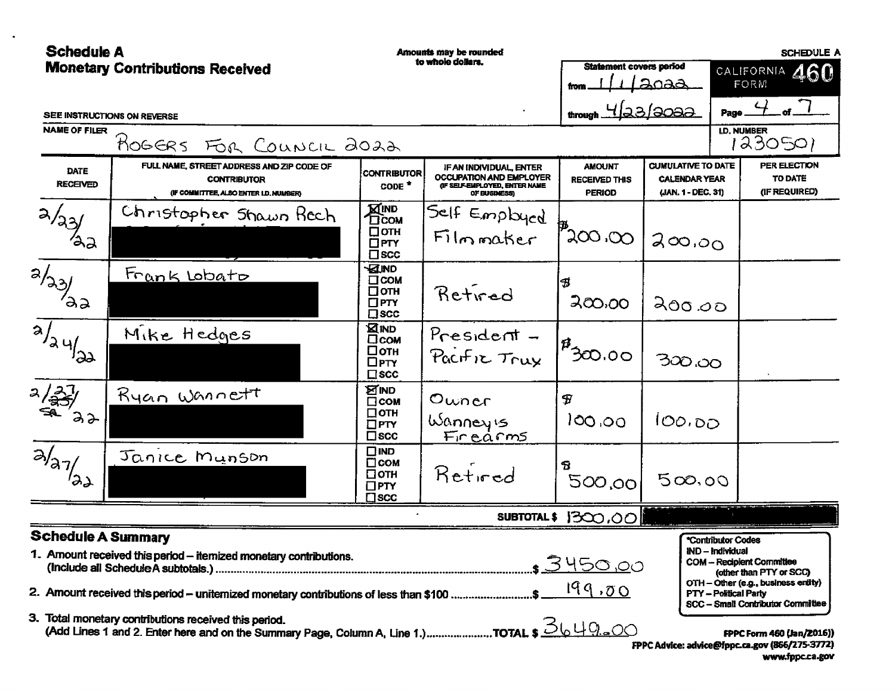## Schedule A
## Monetary Contributions Received

Amounts may be rounded to whole dollars.

SCHEDULE A

CALIFORNIA FORM **460**

Statement covers period from 1/1/2022 through 4/23/2022

Page 4 of 7

SEE INSTRUCTIONS ON REVERSE

NAME OF FILER: ROGERS FOR COUNCIL 2022

I.D. NUMBER: 1230501

| DATE RECEIVED | FULL NAME, STREET ADDRESS AND ZIP CODE OF CONTRIBUTOR (IF COMMITTEE, ALSO ENTER I.D. NUMBER) | CONTRIBUTOR CODE * | IF AN INDIVIDUAL, ENTER OCCUPATION AND EMPLOYER (IF SELF-EMPLOYED, ENTER NAME OF BUSINESS) | AMOUNT RECEIVED THIS PERIOD | CUMULATIVE TO DATE CALENDAR YEAR (JAN. 1 - DEC. 31) | PER ELECTION TO DATE (IF REQUIRED) |
|---|---|---|---|---|---|---|
| 2/23/22 | Christopher Shawn Rech [REDACTED] | ☒IND ☐COM ☐OTH ☐PTY ☐SCC | Self Employed Filmmaker | $200.00 | 200.00 | |
| 2/23/22 | Frank Lobato [REDACTED] | ☒IND ☐COM ☐OTH ☐PTY ☐SCC | Retired | $200.00 | 200.00 | |
| 2/24/22 | Mike Hedges [REDACTED] | ☒IND ☐COM ☐OTH ☐PTY ☐SCC | President - Pacific Trux | $300.00 | 300.00 | |
| 2/27/22 | Ryan Wannett [REDACTED] | ☒IND ☐COM ☐OTH ☐PTY ☐SCC | Owner Wanney's Firearms | $100.00 | 100.00 | |
| 2/27/22 | Janice Munson [REDACTED] | ☐IND ☐COM ☐OTH ☐PTY ☐SCC | Retired | $500.00 | 500.00 | |
| | | | SUBTOTAL $ | 1300.00 | [REDACTED] | |

### Schedule A Summary

1. Amount received this period – itemized monetary contributions. (Include all Schedule A subtotals.) ........ $ 3450.00
2. Amount received this period – unitemized monetary contributions of less than $100 ........ $ 199.00
3. Total monetary contributions received this period. (Add Lines 1 and 2. Enter here and on the Summary Page, Column A, Line 1.) ........ TOTAL $ 3649.00

*Contributor Codes
- IND – Individual
- COM – Recipient Committee (other than PTY or SCC)
- OTH – Other (e.g., business entity)
- PTY – Political Party
- SCC – Small Contributor Committee

FPPC Form 460 (Jan/2016))
FPPC Advice: advice@fppc.ca.gov (866/275-3772)
www.fppc.ca.gov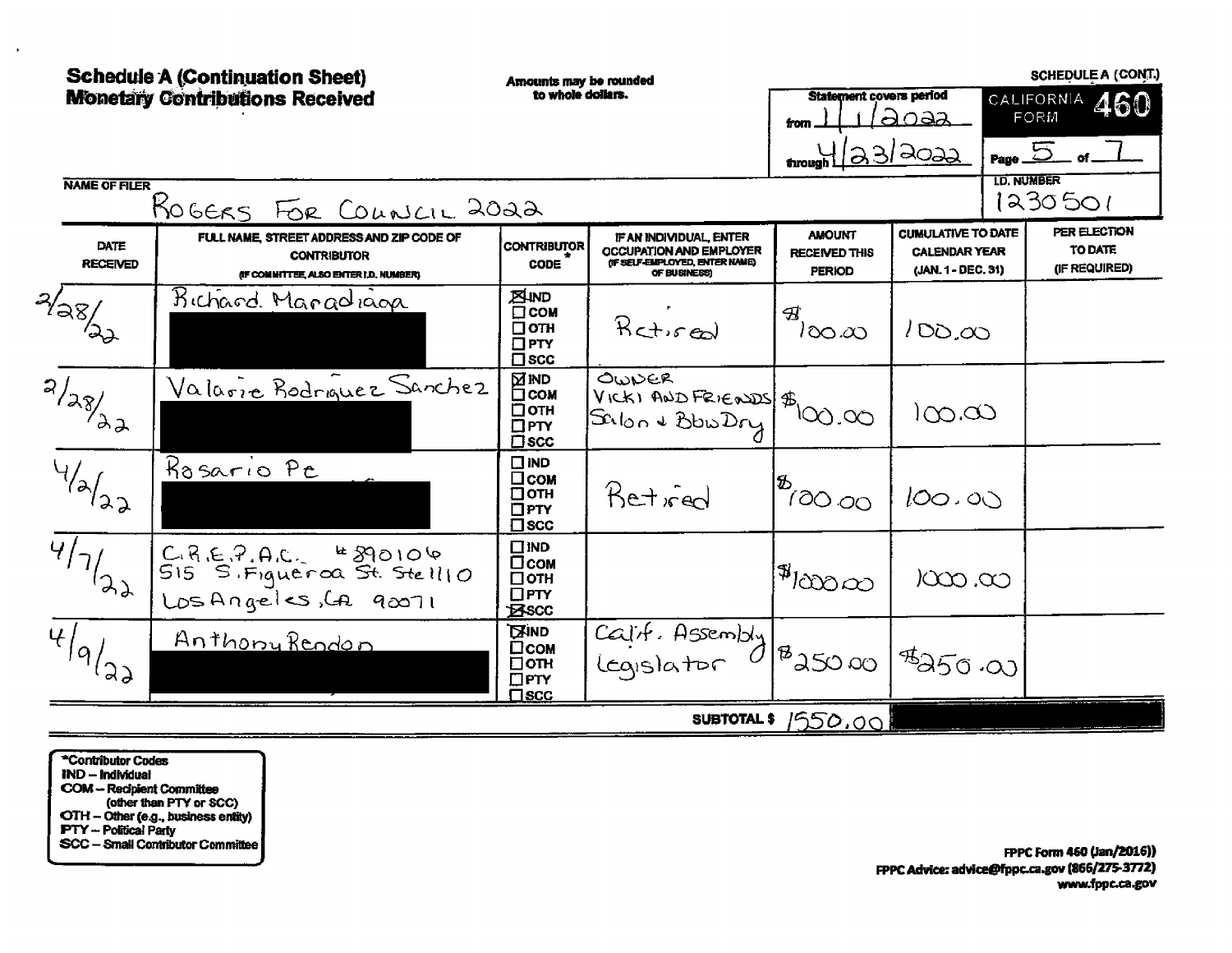# Schedule A (Continuation Sheet)
## Monetary Contributions Received

Amounts may be rounded to whole dollars.

SCHEDULE A (CONT.)

CALIFORNIA FORM **460**

Statement covers period from 1/1/2022 through 4/23/2022

Page 5 of 7

**NAME OF FILER:** ROGERS FOR COUNCIL 2022

**I.D. NUMBER:** 1230501

| DATE RECEIVED | FULL NAME, STREET ADDRESS AND ZIP CODE OF CONTRIBUTOR (IF COMMITTEE, ALSO ENTER I.D. NUMBER) | CONTRIBUTOR CODE * | IF AN INDIVIDUAL, ENTER OCCUPATION AND EMPLOYER (IF SELF-EMPLOYED, ENTER NAME OF BUSINESS) | AMOUNT RECEIVED THIS PERIOD | CUMULATIVE TO DATE CALENDAR YEAR (JAN. 1 - DEC. 31) | PER ELECTION TO DATE (IF REQUIRED) |
|---|---|---|---|---|---|---|
| 2/28/22 | Richard Maradiaga [REDACTED] | ☒ IND ☐ COM ☐ OTH ☐ PTY ☐ SCC | Retired | $100.00 | 100.00 | |
| 2/28/22 | Valarie Rodriguez Sanchez [REDACTED] | ☒ IND ☐ COM ☐ OTH ☐ PTY ☐ SCC | OWNER VICKI AND FRIENDS Salon & BlowDry | $100.00 | 100.00 | |
| 4/2/22 | Rosario Pe [REDACTED] | ☐ IND ☐ COM ☐ OTH ☐ PTY ☐ SCC | Retired | $100.00 | 100.00 | |
| 4/7/22 | C.R.E.P.A.C. #890106 515 S. Figueroa St. Ste 1110 Los Angeles, CA 90071 | ☐ IND ☐ COM ☐ OTH ☐ PTY ☒ SCC | | $1000.00 | 1000.00 | |
| 4/9/22 | Anthony Rendon [REDACTED] | ☒ IND ☐ COM ☐ OTH ☐ PTY ☐ SCC | Calif. Assembly Legislator | $250.00 | $250.00 | |

**SUBTOTAL $** 1550.00

*Contributor Codes
- IND – Individual
- COM – Recipient Committee (other than PTY or SCC)
- OTH – Other (e.g., business entity)
- PTY – Political Party
- SCC – Small Contributor Committee

FPPC Form 460 (Jan/2016))
FPPC Advice: advice@fppc.ca.gov (866/275-3772)
www.fppc.ca.gov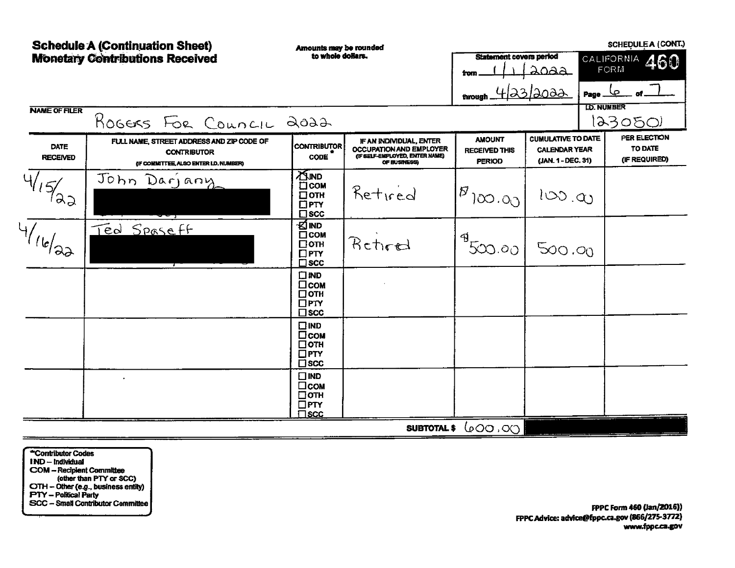# Schedule A (Continuation Sheet)
# Monetary Contributions Received

Amounts may be rounded to whole dollars.

SCHEDULE A (CONT.)

**CALIFORNIA FORM 460**

Statement covers period
from 1/1/2022
through 4/23/2022

Page 6 of 7

I.D. NUMBER: 1230501

NAME OF FILER: Rogers For Council 2022

| DATE RECEIVED | FULL NAME, STREET ADDRESS AND ZIP CODE OF CONTRIBUTOR (IF COMMITTEE, ALSO ENTER I.D. NUMBER) | CONTRIBUTOR CODE * | IF AN INDIVIDUAL, ENTER OCCUPATION AND EMPLOYER (IF SELF-EMPLOYED, ENTER NAME OF BUSINESS) | AMOUNT RECEIVED THIS PERIOD | CUMULATIVE TO DATE CALENDAR YEAR (JAN. 1 - DEC. 31) | PER ELECTION TO DATE (IF REQUIRED) |
|---|---|---|---|---|---|---|
| 4/15/22 | John Darjany [REDACTED] | ☒ IND ☐ COM ☐ OTH ☐ PTY ☐ SCC | Retired | $100.00 | 100.00 | |
| 4/16/22 | Ted Spaseff [REDACTED] | ☒ IND ☐ COM ☐ OTH ☐ PTY ☐ SCC | Retired | $500.00 | 500.00 | |
| | | ☐ IND ☐ COM ☐ OTH ☐ PTY ☐ SCC | | | | |
| | | ☐ IND ☐ COM ☐ OTH ☐ PTY ☐ SCC | | | | |
| | | ☐ IND ☐ COM ☐ OTH ☐ PTY ☐ SCC | | | | |
| | | | SUBTOTAL $ | 600.00 | | |

*Contributor Codes
IND – Individual
COM – Recipient Committee (other than PTY or SCC)
OTH – Other (e.g., business entity)
PTY – Political Party
SCC – Small Contributor Committee

FPPC Form 460 (Jan/2016))
FPPC Advice: advice@fppc.ca.gov (866/275-3772)
www.fppc.ca.gov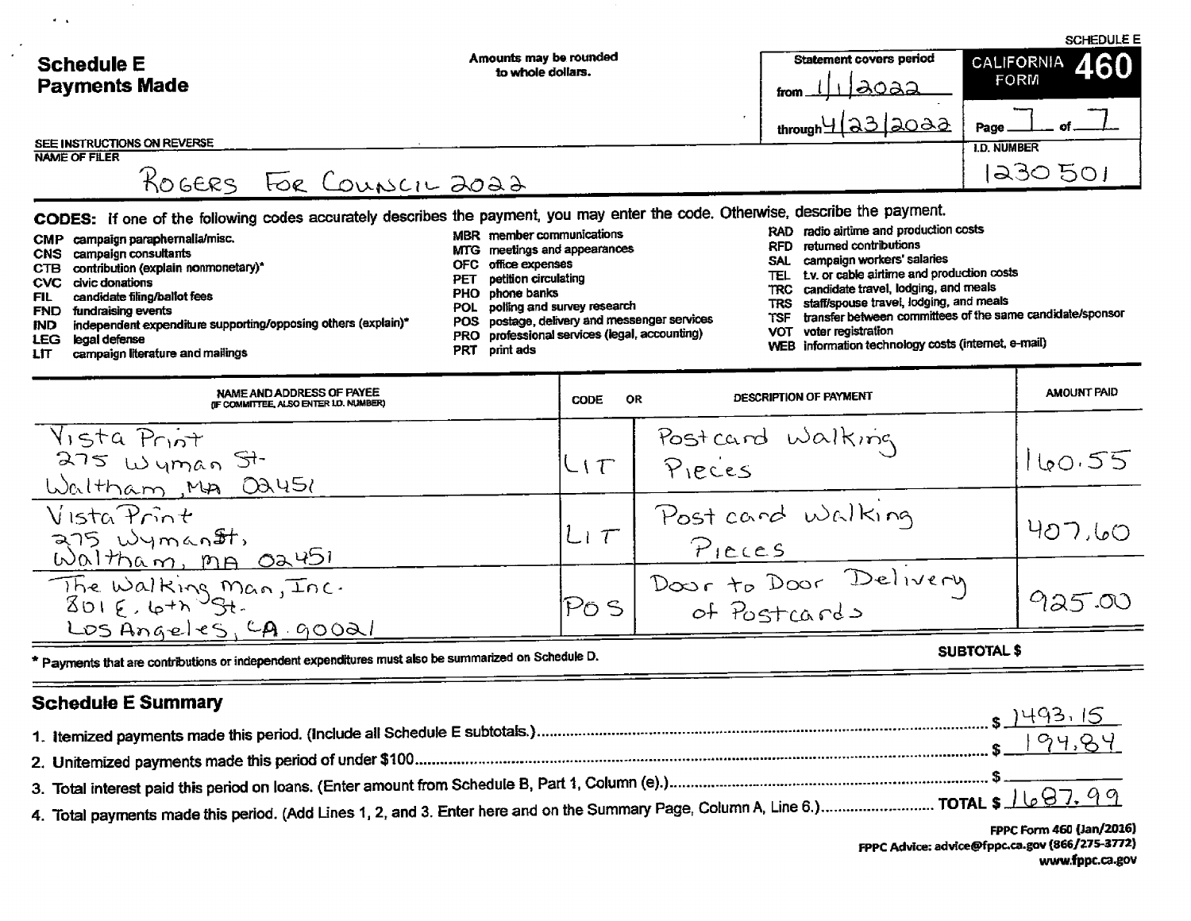SCHEDULE E

# Schedule E Payments Made

Amounts may be rounded to whole dollars.

Statement covers period from 1/1/2022 through 4/23/2022

CALIFORNIA FORM **460**

Page 7 of 7

SEE INSTRUCTIONS ON REVERSE

NAME OF FILER: ROGERS FOR COUNCIL 2022

I.D. NUMBER: 1230501

**CODES:** If one of the following codes accurately describes the payment, you may enter the code. Otherwise, describe the payment.

- **CMP** campaign paraphernalia/misc.
- **CNS** campaign consultants
- **CTB** contribution (explain nonmonetary)*
- **CVC** civic donations
- **FIL** candidate filing/ballot fees
- **FND** fundraising events
- **IND** independent expenditure supporting/opposing others (explain)*
- **LEG** legal defense
- **LIT** campaign literature and mailings
- **MBR** member communications
- **MTG** meetings and appearances
- **OFC** office expenses
- **PET** petition circulating
- **PHO** phone banks
- **POL** polling and survey research
- **POS** postage, delivery and messenger services
- **PRO** professional services (legal, accounting)
- **PRT** print ads
- **RAD** radio airtime and production costs
- **RFD** returned contributions
- **SAL** campaign workers' salaries
- **TEL** t.v. or cable airtime and production costs
- **TRC** candidate travel, lodging, and meals
- **TRS** staff/spouse travel, lodging, and meals
- **TSF** transfer between committees of the same candidate/sponsor
- **VOT** voter registration
- **WEB** information technology costs (internet, e-mail)

| NAME AND ADDRESS OF PAYEE (IF COMMITTEE, ALSO ENTER I.D. NUMBER) | CODE | OR DESCRIPTION OF PAYMENT | AMOUNT PAID |
|---|---|---|---|
| Vista Print, 275 Wyman St. Waltham, MA 02451 | LIT | Postcard Walking Pieces | 160.55 |
| Vista Print, 275 Wyman St, Waltham, MA 02451 | LIT | Post card Walking Pieces | 407.60 |
| The Walking Man, Inc. 801 E. 6th St. Los Angeles, CA 90021 | POS | Door to Door Delivery of Postcards | 925.00 |
| | | SUBTOTAL $ | |

\* Payments that are contributions or independent expenditures must also be summarized on Schedule D.

## Schedule E Summary

1. Itemized payments made this period. (Include all Schedule E subtotals.) $ 1493.15
2. Unitemized payments made this period of under $100 $ 194.84
3. Total interest paid this period on loans. (Enter amount from Schedule B, Part 1, Column (e).) $
4. Total payments made this period. (Add Lines 1, 2, and 3. Enter here and on the Summary Page, Column A, Line 6.) TOTAL $ 1687.99

FPPC Form 460 (Jan/2016)
FPPC Advice: advice@fppc.ca.gov (866/275-3772)
www.fppc.ca.gov